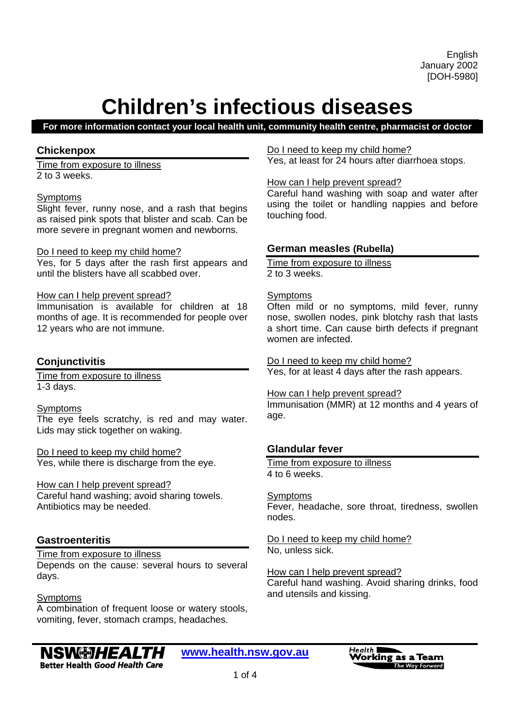English
January 2002
[DOH-5980]

# Children's infectious diseases

**For more information contact your local health unit, community health centre, pharmacist or doctor**

## Chickenpox

Time from exposure to illness
2 to 3 weeks.

Symptoms
Slight fever, runny nose, and a rash that begins as raised pink spots that blister and scab. Can be more severe in pregnant women and newborns.

Do I need to keep my child home?
Yes, for 5 days after the rash first appears and until the blisters have all scabbed over.

How can I help prevent spread?
Immunisation is available for children at 18 months of age. It is recommended for people over 12 years who are not immune.

## Conjunctivitis

Time from exposure to illness
1-3 days.

Symptoms
The eye feels scratchy, is red and may water. Lids may stick together on waking.

Do I need to keep my child home?
Yes, while there is discharge from the eye.

How can I help prevent spread?
Careful hand washing; avoid sharing towels.
Antibiotics may be needed.

## Gastroenteritis

Time from exposure to illness
Depends on the cause: several hours to several days.

Symptoms
A combination of frequent loose or watery stools, vomiting, fever, stomach cramps, headaches.

Do I need to keep my child home?
Yes, at least for 24 hours after diarrhoea stops.

How can I help prevent spread?
Careful hand washing with soap and water after using the toilet or handling nappies and before touching food.

## German measles (Rubella)

Time from exposure to illness
2 to 3 weeks.

Symptoms
Often mild or no symptoms, mild fever, runny nose, swollen nodes, pink blotchy rash that lasts a short time. Can cause birth defects if pregnant women are infected.

Do I need to keep my child home?
Yes, for at least 4 days after the rash appears.

How can I help prevent spread?
Immunisation (MMR) at 12 months and 4 years of age.

## Glandular fever

Time from exposure to illness
4 to 6 weeks.

Symptoms
Fever, headache, sore throat, tiredness, swollen nodes.

Do I need to keep my child home?
No, unless sick.

How can I help prevent spread?
Careful hand washing. Avoid sharing drinks, food and utensils and kissing.

NSW HEALTH — Better Health Good Health Care   www.health.nsw.gov.au   Health Working as a Team — The Way Forward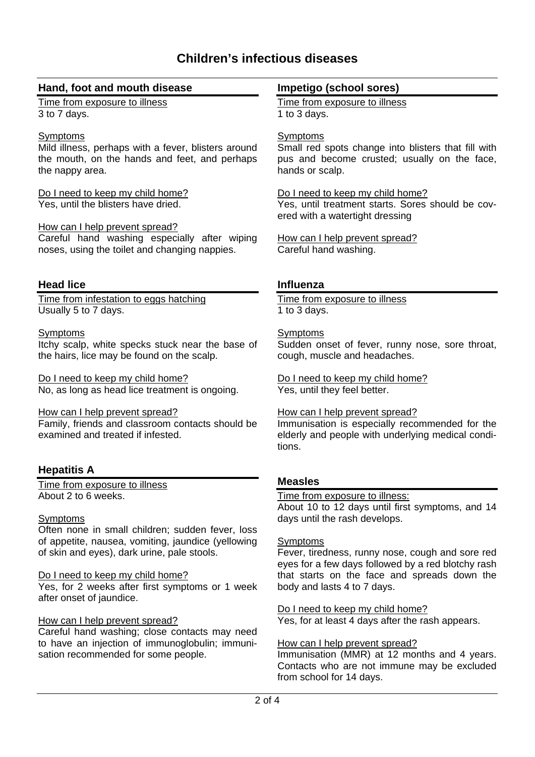# Children's infectious diseases

## Hand, foot and mouth disease

Time from exposure to illness
3 to 7 days.

Symptoms
Mild illness, perhaps with a fever, blisters around the mouth, on the hands and feet, and perhaps the nappy area.

Do I need to keep my child home?
Yes, until the blisters have dried.

How can I help prevent spread?
Careful hand washing especially after wiping noses, using the toilet and changing nappies.

## Head lice

Time from infestation to eggs hatching
Usually 5 to 7 days.

Symptoms
Itchy scalp, white specks stuck near the base of the hairs, lice may be found on the scalp.

Do I need to keep my child home?
No, as long as head lice treatment is ongoing.

How can I help prevent spread?
Family, friends and classroom contacts should be examined and treated if infested.

## Hepatitis A

Time from exposure to illness
About 2 to 6 weeks.

Symptoms
Often none in small children; sudden fever, loss of appetite, nausea, vomiting, jaundice (yellowing of skin and eyes), dark urine, pale stools.

Do I need to keep my child home?
Yes, for 2 weeks after first symptoms or 1 week after onset of jaundice.

How can I help prevent spread?
Careful hand washing; close contacts may need to have an injection of immunoglobulin; immunisation recommended for some people.

## Impetigo (school sores)

Time from exposure to illness
1 to 3 days.

Symptoms
Small red spots change into blisters that fill with pus and become crusted; usually on the face, hands or scalp.

Do I need to keep my child home?
Yes, until treatment starts. Sores should be covered with a watertight dressing

How can I help prevent spread?
Careful hand washing.

## Influenza

Time from exposure to illness
1 to 3 days.

Symptoms
Sudden onset of fever, runny nose, sore throat, cough, muscle and headaches.

Do I need to keep my child home?
Yes, until they feel better.

How can I help prevent spread?
Immunisation is especially recommended for the elderly and people with underlying medical conditions.

## Measles

Time from exposure to illness:
About 10 to 12 days until first symptoms, and 14 days until the rash develops.

Symptoms
Fever, tiredness, runny nose, cough and sore red eyes for a few days followed by a red blotchy rash that starts on the face and spreads down the body and lasts 4 to 7 days.

Do I need to keep my child home?
Yes, for at least 4 days after the rash appears.

How can I help prevent spread?
Immunisation (MMR) at 12 months and 4 years. Contacts who are not immune may be excluded from school for 14 days.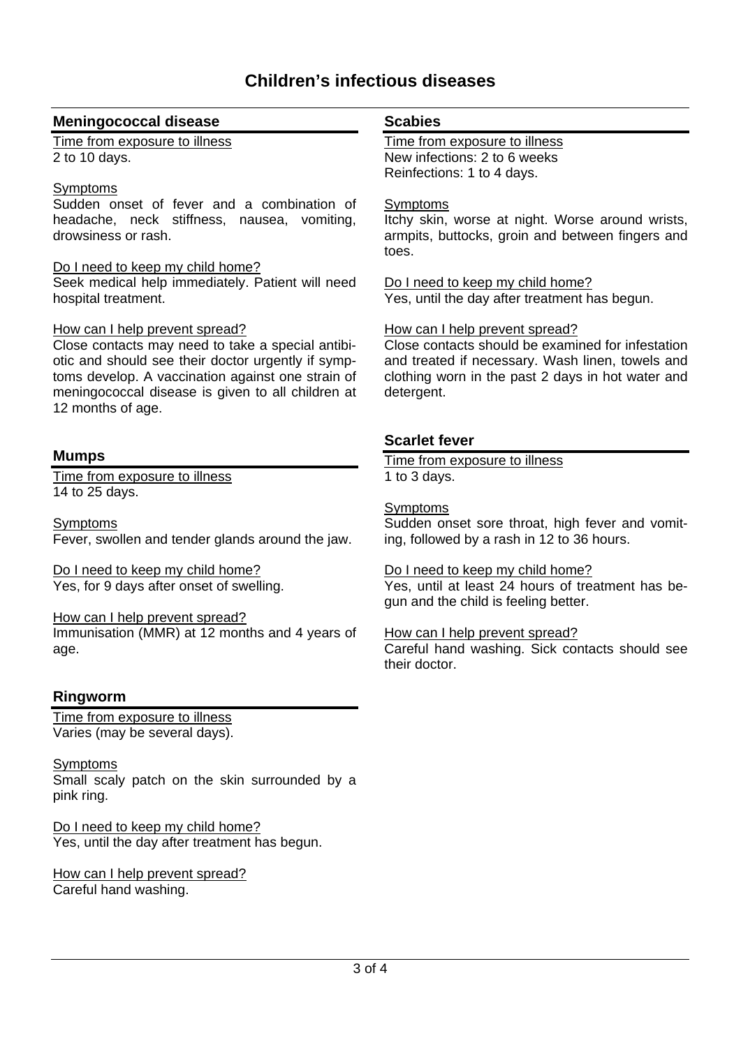# Children's infectious diseases

## Meningococcal disease

Time from exposure to illness
2 to 10 days.

Symptoms
Sudden onset of fever and a combination of headache, neck stiffness, nausea, vomiting, drowsiness or rash.

Do I need to keep my child home?
Seek medical help immediately. Patient will need hospital treatment.

How can I help prevent spread?
Close contacts may need to take a special antibiotic and should see their doctor urgently if symptoms develop. A vaccination against one strain of meningococcal disease is given to all children at 12 months of age.

## Mumps

Time from exposure to illness
14 to 25 days.

Symptoms
Fever, swollen and tender glands around the jaw.

Do I need to keep my child home?
Yes, for 9 days after onset of swelling.

How can I help prevent spread?
Immunisation (MMR) at 12 months and 4 years of age.

## Ringworm

Time from exposure to illness
Varies (may be several days).

Symptoms
Small scaly patch on the skin surrounded by a pink ring.

Do I need to keep my child home?
Yes, until the day after treatment has begun.

How can I help prevent spread?
Careful hand washing.

## Scabies

Time from exposure to illness
New infections: 2 to 6 weeks
Reinfections: 1 to 4 days.

Symptoms
Itchy skin, worse at night. Worse around wrists, armpits, buttocks, groin and between fingers and toes.

Do I need to keep my child home?
Yes, until the day after treatment has begun.

How can I help prevent spread?
Close contacts should be examined for infestation and treated if necessary. Wash linen, towels and clothing worn in the past 2 days in hot water and detergent.

## Scarlet fever

Time from exposure to illness
1 to 3 days.

Symptoms
Sudden onset sore throat, high fever and vomiting, followed by a rash in 12 to 36 hours.

Do I need to keep my child home?
Yes, until at least 24 hours of treatment has begun and the child is feeling better.

How can I help prevent spread?
Careful hand washing. Sick contacts should see their doctor.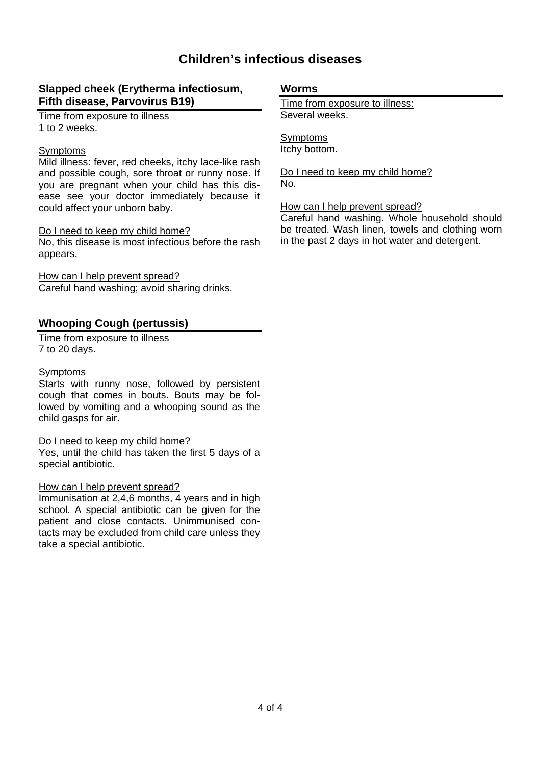# Children's infectious diseases

## Slapped cheek (Erytherma infectiosum, Fifth disease, Parvovirus B19)

Time from exposure to illness
1 to 2 weeks.

Symptoms
Mild illness: fever, red cheeks, itchy lace-like rash and possible cough, sore throat or runny nose. If you are pregnant when your child has this disease see your doctor immediately because it could affect your unborn baby.

Do I need to keep my child home?
No, this disease is most infectious before the rash appears.

How can I help prevent spread?
Careful hand washing; avoid sharing drinks.

## Whooping Cough (pertussis)

Time from exposure to illness
7 to 20 days.

Symptoms
Starts with runny nose, followed by persistent cough that comes in bouts. Bouts may be followed by vomiting and a whooping sound as the child gasps for air.

Do I need to keep my child home?
Yes, until the child has taken the first 5 days of a special antibiotic.

How can I help prevent spread?
Immunisation at 2,4,6 months, 4 years and in high school. A special antibiotic can be given for the patient and close contacts. Unimmunised contacts may be excluded from child care unless they take a special antibiotic.

## Worms

Time from exposure to illness:
Several weeks.

Symptoms
Itchy bottom.

Do I need to keep my child home?
No.

How can I help prevent spread?
Careful hand washing. Whole household should be treated. Wash linen, towels and clothing worn in the past 2 days in hot water and detergent.